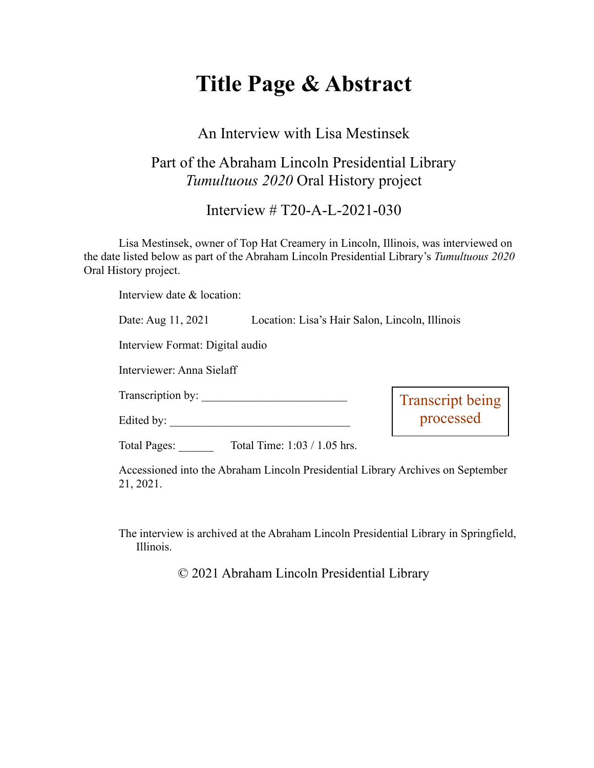# Title Page & Abstract

An Interview with Lisa Mestinsek

Part of the Abraham Lincoln Presidential Library
*Tumultuous 2020* Oral History project

Interview # T20-A-L-2021-030

Lisa Mestinsek, owner of Top Hat Creamery in Lincoln, Illinois, was interviewed on the date listed below as part of the Abraham Lincoln Presidential Library's *Tumultuous 2020* Oral History project.

Interview date & location:

Date: Aug 11, 2021 Location: Lisa's Hair Salon, Lincoln, Illinois

Interview Format: Digital audio

Interviewer: Anna Sielaff

Transcription by: ________________________

Edited by: ______________________________

Total Pages: ______ Total Time: 1:03 / 1.05 hrs.

Transcript being processed

Accessioned into the Abraham Lincoln Presidential Library Archives on September 21, 2021.

The interview is archived at the Abraham Lincoln Presidential Library in Springfield, Illinois.

© 2021 Abraham Lincoln Presidential Library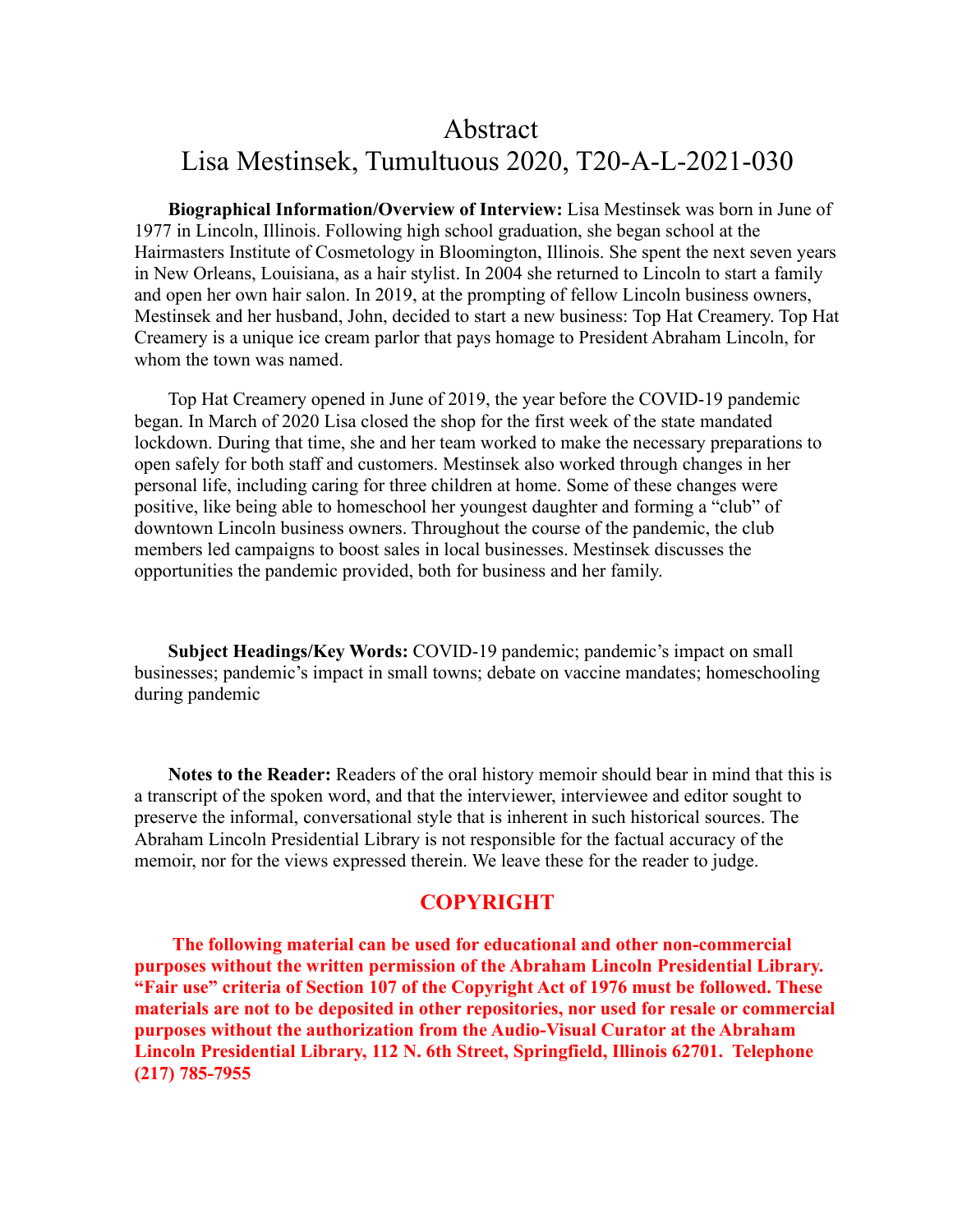# Abstract
# Lisa Mestinsek, Tumultuous 2020, T20-A-L-2021-030

**Biographical Information/Overview of Interview:** Lisa Mestinsek was born in June of 1977 in Lincoln, Illinois. Following high school graduation, she began school at the Hairmasters Institute of Cosmetology in Bloomington, Illinois. She spent the next seven years in New Orleans, Louisiana, as a hair stylist. In 2004 she returned to Lincoln to start a family and open her own hair salon. In 2019, at the prompting of fellow Lincoln business owners, Mestinsek and her husband, John, decided to start a new business: Top Hat Creamery. Top Hat Creamery is a unique ice cream parlor that pays homage to President Abraham Lincoln, for whom the town was named.

Top Hat Creamery opened in June of 2019, the year before the COVID-19 pandemic began. In March of 2020 Lisa closed the shop for the first week of the state mandated lockdown. During that time, she and her team worked to make the necessary preparations to open safely for both staff and customers. Mestinsek also worked through changes in her personal life, including caring for three children at home. Some of these changes were positive, like being able to homeschool her youngest daughter and forming a "club" of downtown Lincoln business owners. Throughout the course of the pandemic, the club members led campaigns to boost sales in local businesses. Mestinsek discusses the opportunities the pandemic provided, both for business and her family.

**Subject Headings/Key Words:** COVID-19 pandemic; pandemic's impact on small businesses; pandemic's impact in small towns; debate on vaccine mandates; homeschooling during pandemic

**Notes to the Reader:** Readers of the oral history memoir should bear in mind that this is a transcript of the spoken word, and that the interviewer, interviewee and editor sought to preserve the informal, conversational style that is inherent in such historical sources. The Abraham Lincoln Presidential Library is not responsible for the factual accuracy of the memoir, nor for the views expressed therein. We leave these for the reader to judge.

## COPYRIGHT

**The following material can be used for educational and other non-commercial purposes without the written permission of the Abraham Lincoln Presidential Library. "Fair use" criteria of Section 107 of the Copyright Act of 1976 must be followed. These materials are not to be deposited in other repositories, nor used for resale or commercial purposes without the authorization from the Audio-Visual Curator at the Abraham Lincoln Presidential Library, 112 N. 6th Street, Springfield, Illinois 62701. Telephone (217) 785-7955**